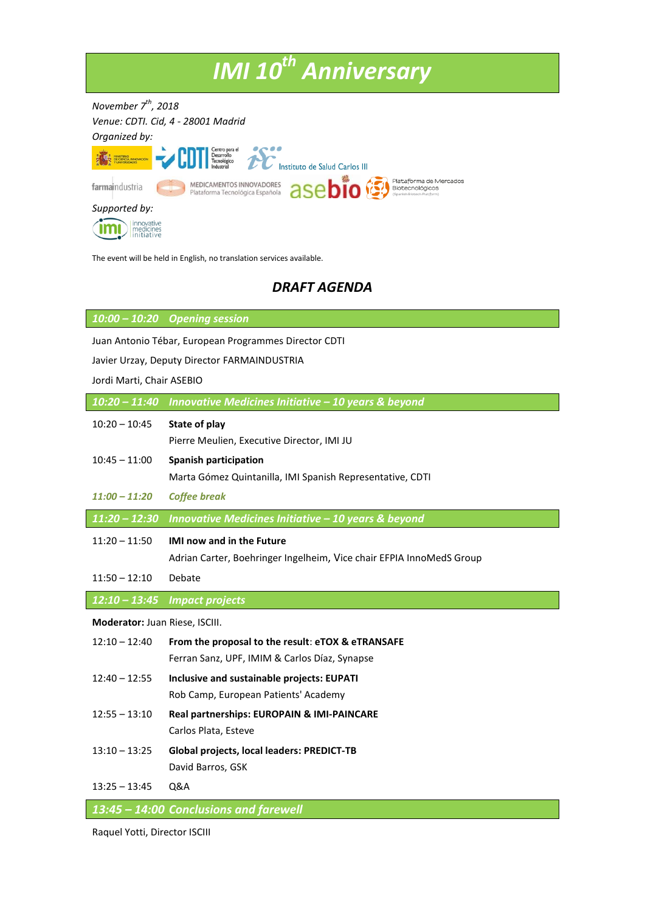# *IMI 10th Anniversary*

*November 7th, 2018*

*Venue: CDTI. Cid, 4 - 28001 Madrid*

*Organized by:*

*Supported by:*

The event will be held in English, no translation services available.

## *DRAFT AGENDA*

### *10:00 – 10:20 Opening session*

Juan Antonio Tébar, European Programmes Director CDTI

Javier Urzay, Deputy Director FARMAINDUSTRIA

Jordi Marti, Chair ASEBIO

### *10:20 – 11:40 Innovative Medicines Initiative – 10 years & beyond*

10:20 – 10:45 **State of play**
Pierre Meulien, Executive Director, IMI JU

10:45 – 11:00 **Spanish participation**
Marta Gómez Quintanilla, IMI Spanish Representative, CDTI

*11:00 – 11:20 Coffee break*

### *11:20 – 12:30 Innovative Medicines Initiative – 10 years & beyond*

11:20 – 11:50 **IMI now and in the Future**
Adrian Carter, Boehringer Ingelheim, Vice chair EFPIA InnoMedS Group

11:50 – 12:10 Debate

### *12:10 – 13:45 Impact projects*

**Moderator:** Juan Riese, ISCIII.

12:10 – 12:40 **From the proposal to the result**: **eTOX & eTRANSAFE**
Ferran Sanz, UPF, IMIM & Carlos Díaz, Synapse

12:40 – 12:55 **Inclusive and sustainable projects: EUPATI**
Rob Camp, European Patients' Academy

12:55 – 13:10 **Real partnerships: EUROPAIN & IMI-PAINCARE**
Carlos Plata, Esteve

13:10 – 13:25 **Global projects, local leaders: PREDICT-TB**
David Barros, GSK

13:25 – 13:45 Q&A

### *13:45 – 14:00 Conclusions and farewell*

Raquel Yotti, Director ISCIII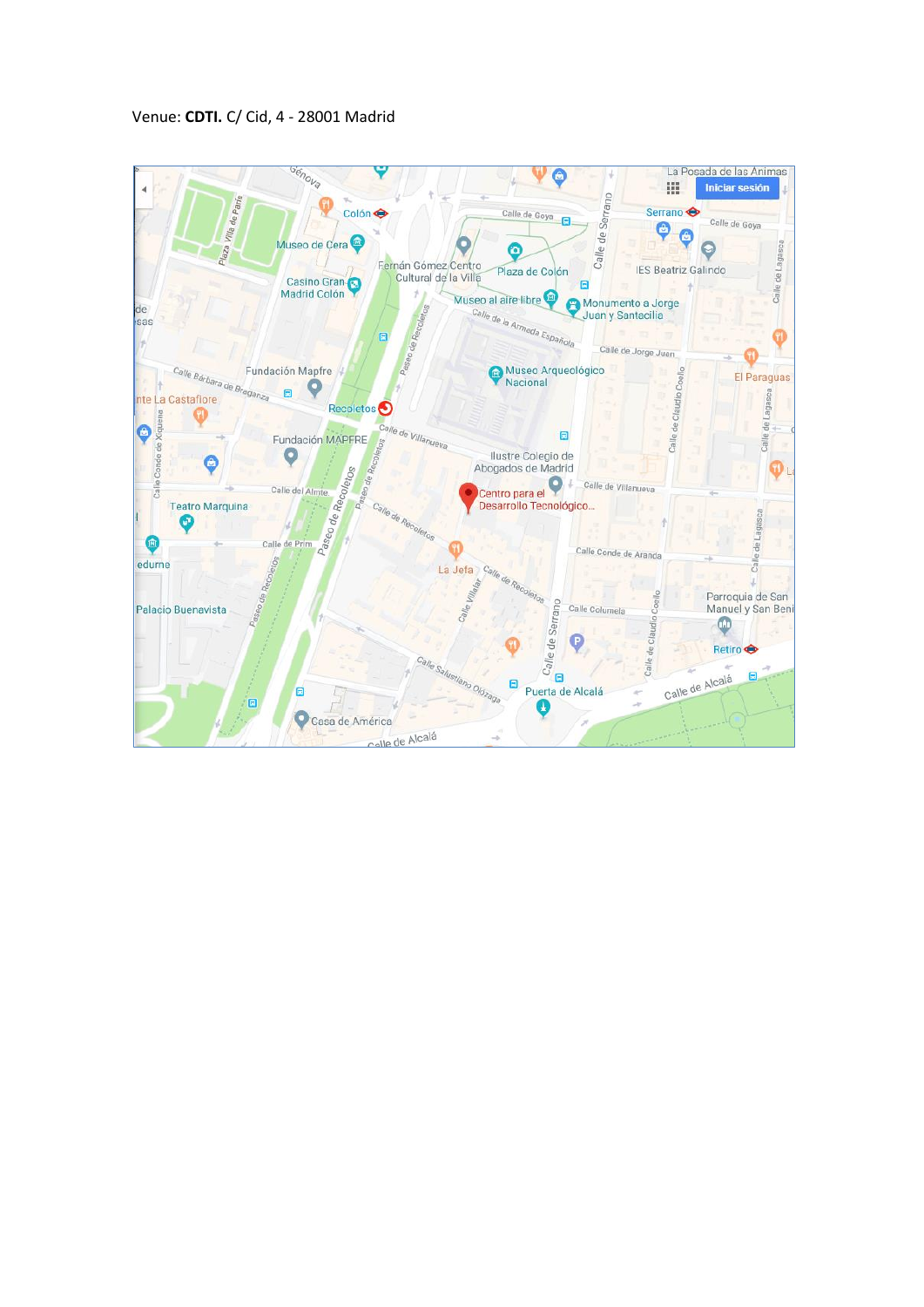Venue: **CDTI.** C/ Cid, 4 - 28001 Madrid